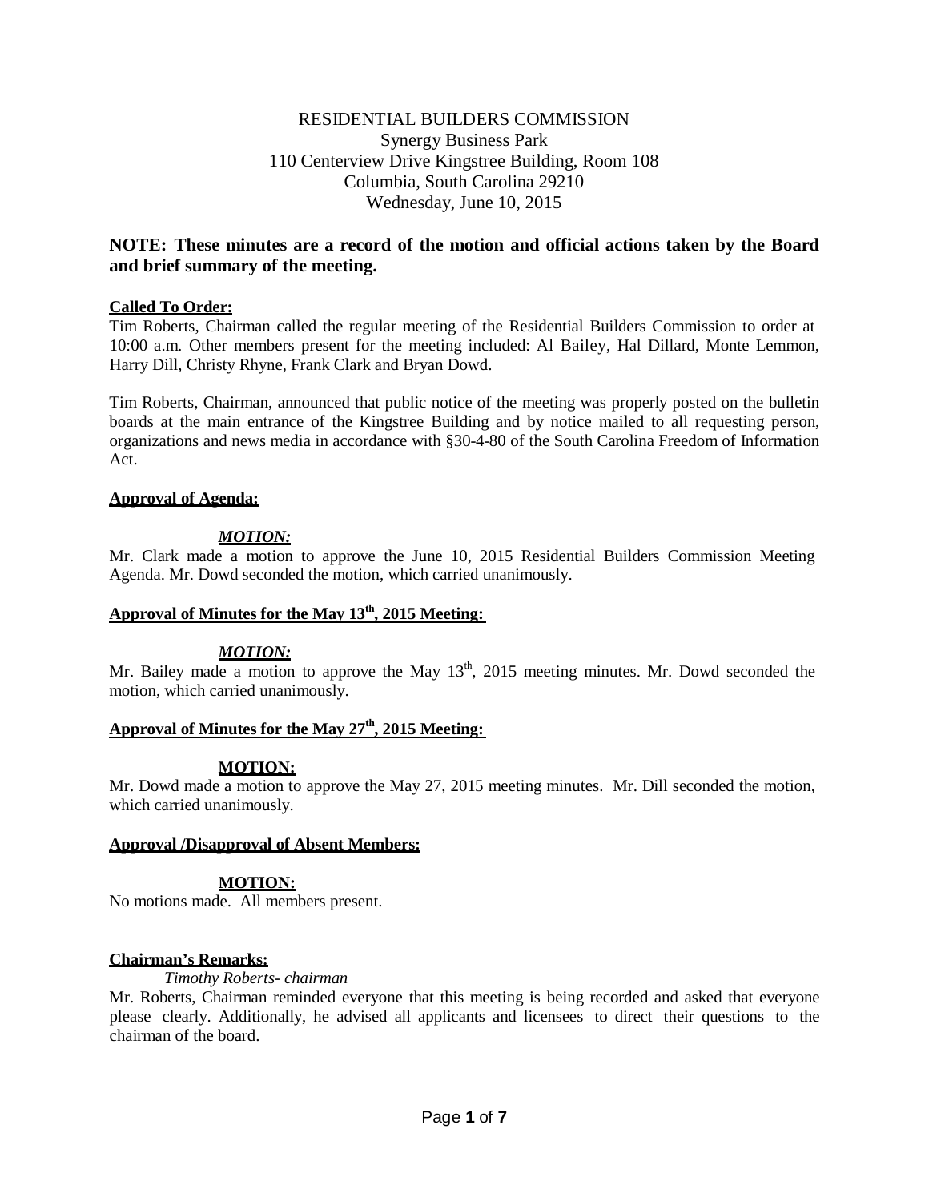RESIDENTIAL BUILDERS COMMISSION
Synergy Business Park
110 Centerview Drive Kingstree Building, Room 108
Columbia, South Carolina 29210
Wednesday, June 10, 2015

**NOTE: These minutes are a record of the motion and official actions taken by the Board and brief summary of the meeting.**

**Called To Order:**

Tim Roberts, Chairman called the regular meeting of the Residential Builders Commission to order at 10:00 a.m. Other members present for the meeting included: Al Bailey, Hal Dillard, Monte Lemmon, Harry Dill, Christy Rhyne, Frank Clark and Bryan Dowd.

Tim Roberts, Chairman, announced that public notice of the meeting was properly posted on the bulletin boards at the main entrance of the Kingstree Building and by notice mailed to all requesting person, organizations and news media in accordance with §30-4-80 of the South Carolina Freedom of Information Act.

**Approval of Agenda:**

***MOTION:***

Mr. Clark made a motion to approve the June 10, 2015 Residential Builders Commission Meeting Agenda. Mr. Dowd seconded the motion, which carried unanimously.

**Approval of Minutes for the May 13th, 2015 Meeting:**

***MOTION:***

Mr. Bailey made a motion to approve the May 13th, 2015 meeting minutes. Mr. Dowd seconded the motion, which carried unanimously.

**Approval of Minutes for the May 27th, 2015 Meeting:**

**MOTION:**

Mr. Dowd made a motion to approve the May 27, 2015 meeting minutes. Mr. Dill seconded the motion, which carried unanimously.

**Approval /Disapproval of Absent Members:**

**MOTION:**

No motions made. All members present.

**Chairman's Remarks:**

*Timothy Roberts- chairman*

Mr. Roberts, Chairman reminded everyone that this meeting is being recorded and asked that everyone please clearly. Additionally, he advised all applicants and licensees to direct their questions to the chairman of the board.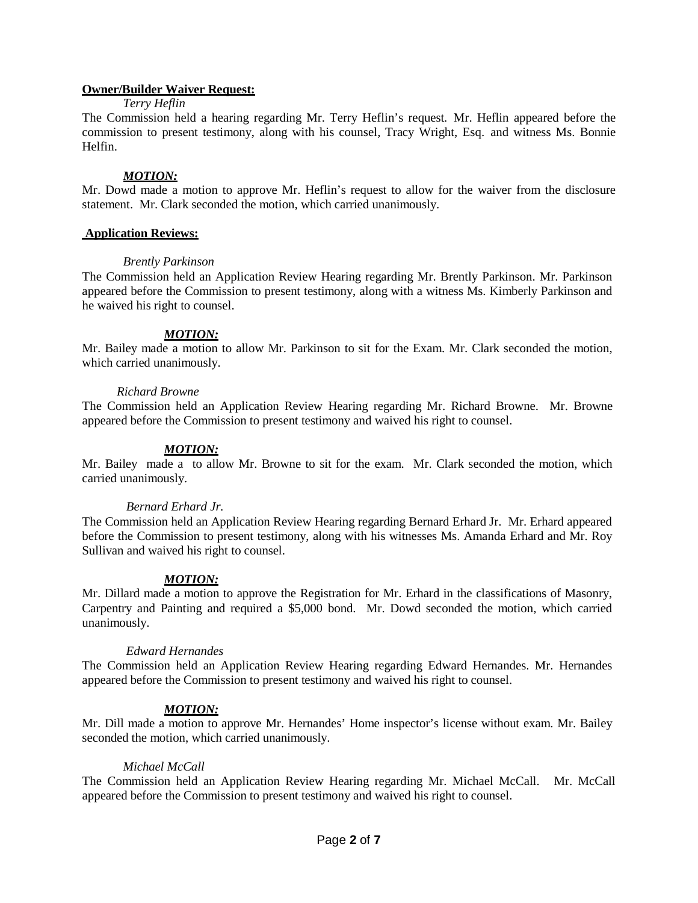**Owner/Builder Waiver Request:**

*Terry Heflin*

The Commission held a hearing regarding Mr. Terry Heflin's request. Mr. Heflin appeared before the commission to present testimony, along with his counsel, Tracy Wright, Esq. and witness Ms. Bonnie Helfin.

***MOTION:***

Mr. Dowd made a motion to approve Mr. Heflin's request to allow for the waiver from the disclosure statement. Mr. Clark seconded the motion, which carried unanimously.

**Application Reviews:**

*Brently Parkinson*

The Commission held an Application Review Hearing regarding Mr. Brently Parkinson. Mr. Parkinson appeared before the Commission to present testimony, along with a witness Ms. Kimberly Parkinson and he waived his right to counsel.

***MOTION:***

Mr. Bailey made a motion to allow Mr. Parkinson to sit for the Exam. Mr. Clark seconded the motion, which carried unanimously.

*Richard Browne*

The Commission held an Application Review Hearing regarding Mr. Richard Browne. Mr. Browne appeared before the Commission to present testimony and waived his right to counsel.

***MOTION:***

Mr. Bailey made a to allow Mr. Browne to sit for the exam. Mr. Clark seconded the motion, which carried unanimously.

*Bernard Erhard Jr.*

The Commission held an Application Review Hearing regarding Bernard Erhard Jr. Mr. Erhard appeared before the Commission to present testimony, along with his witnesses Ms. Amanda Erhard and Mr. Roy Sullivan and waived his right to counsel.

***MOTION:***

Mr. Dillard made a motion to approve the Registration for Mr. Erhard in the classifications of Masonry, Carpentry and Painting and required a $5,000 bond. Mr. Dowd seconded the motion, which carried unanimously.

*Edward Hernandes*

The Commission held an Application Review Hearing regarding Edward Hernandes. Mr. Hernandes appeared before the Commission to present testimony and waived his right to counsel.

***MOTION:***

Mr. Dill made a motion to approve Mr. Hernandes' Home inspector's license without exam. Mr. Bailey seconded the motion, which carried unanimously.

*Michael McCall*

The Commission held an Application Review Hearing regarding Mr. Michael McCall. Mr. McCall appeared before the Commission to present testimony and waived his right to counsel.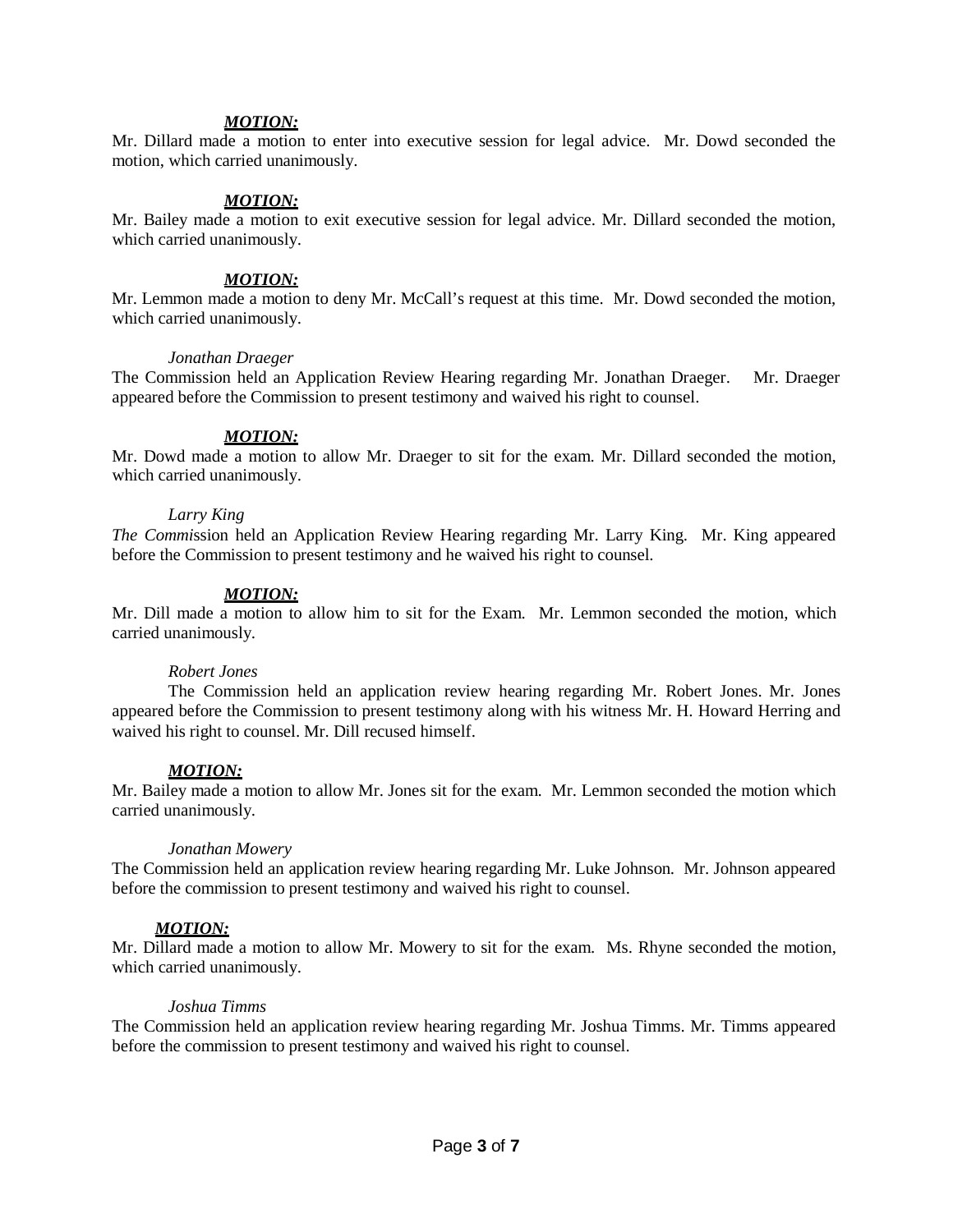***MOTION:***

Mr. Dillard made a motion to enter into executive session for legal advice. Mr. Dowd seconded the motion, which carried unanimously.

***MOTION:***

Mr. Bailey made a motion to exit executive session for legal advice. Mr. Dillard seconded the motion, which carried unanimously.

***MOTION:***

Mr. Lemmon made a motion to deny Mr. McCall's request at this time. Mr. Dowd seconded the motion, which carried unanimously.

*Jonathan Draeger*

The Commission held an Application Review Hearing regarding Mr. Jonathan Draeger. Mr. Draeger appeared before the Commission to present testimony and waived his right to counsel.

***MOTION:***

Mr. Dowd made a motion to allow Mr. Draeger to sit for the exam. Mr. Dillard seconded the motion, which carried unanimously.

*Larry King*

*The Commis*sion held an Application Review Hearing regarding Mr. Larry King. Mr. King appeared before the Commission to present testimony and he waived his right to counsel.

***MOTION:***

Mr. Dill made a motion to allow him to sit for the Exam. Mr. Lemmon seconded the motion, which carried unanimously.

*Robert Jones*

The Commission held an application review hearing regarding Mr. Robert Jones. Mr. Jones appeared before the Commission to present testimony along with his witness Mr. H. Howard Herring and waived his right to counsel. Mr. Dill recused himself.

***MOTION:***

Mr. Bailey made a motion to allow Mr. Jones sit for the exam. Mr. Lemmon seconded the motion which carried unanimously.

*Jonathan Mowery*

The Commission held an application review hearing regarding Mr. Luke Johnson. Mr. Johnson appeared before the commission to present testimony and waived his right to counsel.

***MOTION:***

Mr. Dillard made a motion to allow Mr. Mowery to sit for the exam. Ms. Rhyne seconded the motion, which carried unanimously.

*Joshua Timms*

The Commission held an application review hearing regarding Mr. Joshua Timms. Mr. Timms appeared before the commission to present testimony and waived his right to counsel.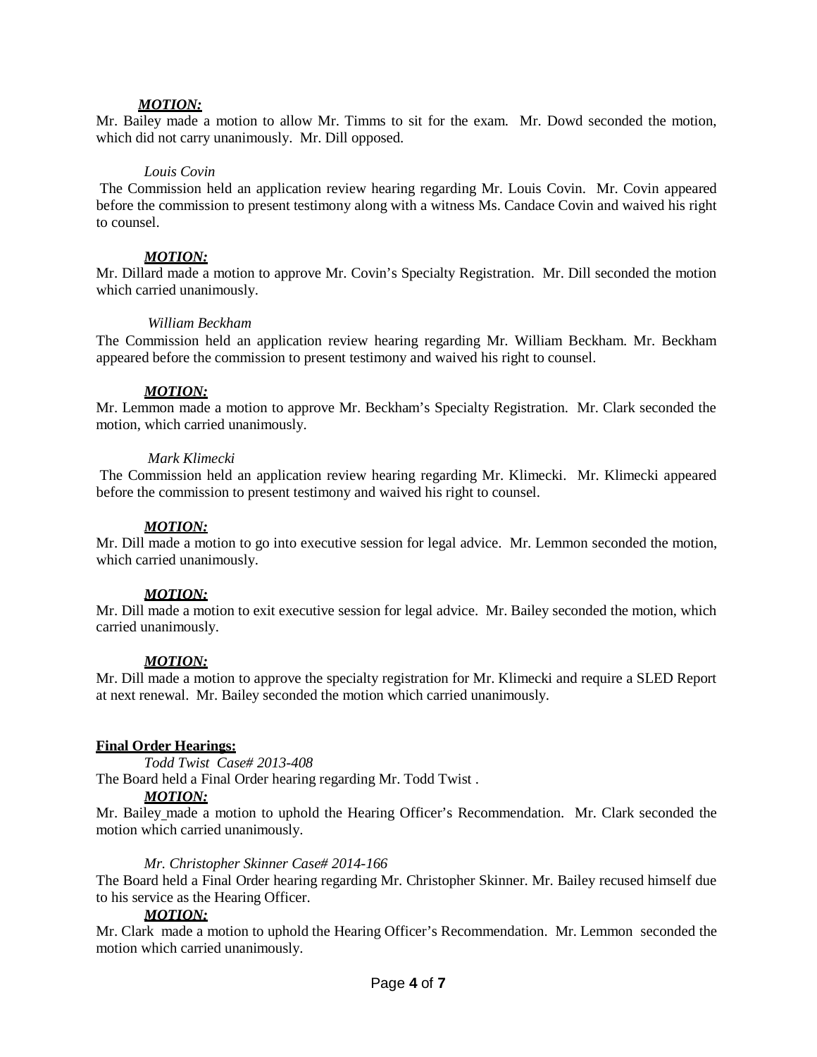***MOTION:***

Mr. Bailey made a motion to allow Mr. Timms to sit for the exam. Mr. Dowd seconded the motion, which did not carry unanimously. Mr. Dill opposed.

*Louis Covin*

The Commission held an application review hearing regarding Mr. Louis Covin. Mr. Covin appeared before the commission to present testimony along with a witness Ms. Candace Covin and waived his right to counsel.

***MOTION:***

Mr. Dillard made a motion to approve Mr. Covin's Specialty Registration. Mr. Dill seconded the motion which carried unanimously.

*William Beckham*

The Commission held an application review hearing regarding Mr. William Beckham. Mr. Beckham appeared before the commission to present testimony and waived his right to counsel.

***MOTION:***

Mr. Lemmon made a motion to approve Mr. Beckham's Specialty Registration. Mr. Clark seconded the motion, which carried unanimously.

*Mark Klimecki*

The Commission held an application review hearing regarding Mr. Klimecki. Mr. Klimecki appeared before the commission to present testimony and waived his right to counsel.

***MOTION:***

Mr. Dill made a motion to go into executive session for legal advice. Mr. Lemmon seconded the motion, which carried unanimously.

***MOTION:***

Mr. Dill made a motion to exit executive session for legal advice. Mr. Bailey seconded the motion, which carried unanimously.

***MOTION:***

Mr. Dill made a motion to approve the specialty registration for Mr. Klimecki and require a SLED Report at next renewal. Mr. Bailey seconded the motion which carried unanimously.

**Final Order Hearings:**

*Todd Twist Case# 2013-408*

The Board held a Final Order hearing regarding Mr. Todd Twist .

***MOTION:***

Mr. Bailey made a motion to uphold the Hearing Officer's Recommendation. Mr. Clark seconded the motion which carried unanimously.

*Mr. Christopher Skinner Case# 2014-166*

The Board held a Final Order hearing regarding Mr. Christopher Skinner. Mr. Bailey recused himself due to his service as the Hearing Officer.

***MOTION:***

Mr. Clark made a motion to uphold the Hearing Officer's Recommendation. Mr. Lemmon seconded the motion which carried unanimously.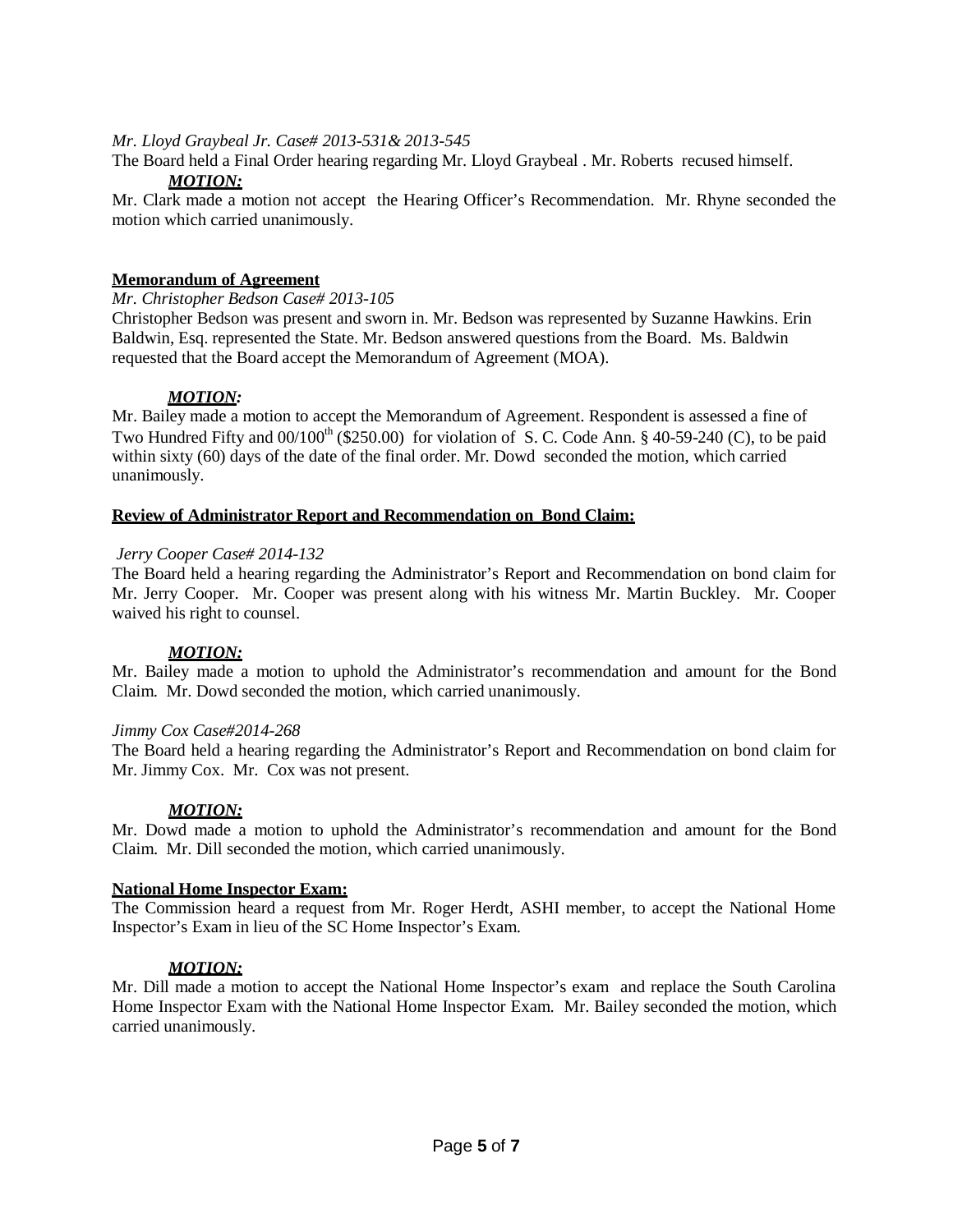*Mr. Lloyd Graybeal Jr. Case# 2013-531& 2013-545*

The Board held a Final Order hearing regarding Mr. Lloyd Graybeal . Mr. Roberts recused himself.

***MOTION:***

Mr. Clark made a motion not accept the Hearing Officer's Recommendation. Mr. Rhyne seconded the motion which carried unanimously.

**Memorandum of Agreement**

*Mr. Christopher Bedson Case# 2013-105*

Christopher Bedson was present and sworn in. Mr. Bedson was represented by Suzanne Hawkins. Erin Baldwin, Esq. represented the State. Mr. Bedson answered questions from the Board. Ms. Baldwin requested that the Board accept the Memorandum of Agreement (MOA).

***MOTION:***

Mr. Bailey made a motion to accept the Memorandum of Agreement. Respondent is assessed a fine of Two Hundred Fifty and 00/100th ($250.00) for violation of S. C. Code Ann. § 40-59-240 (C), to be paid within sixty (60) days of the date of the final order. Mr. Dowd seconded the motion, which carried unanimously.

**Review of Administrator Report and Recommendation on Bond Claim:**

*Jerry Cooper Case# 2014-132*

The Board held a hearing regarding the Administrator's Report and Recommendation on bond claim for Mr. Jerry Cooper. Mr. Cooper was present along with his witness Mr. Martin Buckley. Mr. Cooper waived his right to counsel.

***MOTION:***

Mr. Bailey made a motion to uphold the Administrator's recommendation and amount for the Bond Claim. Mr. Dowd seconded the motion, which carried unanimously.

*Jimmy Cox Case#2014-268*

The Board held a hearing regarding the Administrator's Report and Recommendation on bond claim for Mr. Jimmy Cox. Mr. Cox was not present.

***MOTION:***

Mr. Dowd made a motion to uphold the Administrator's recommendation and amount for the Bond Claim. Mr. Dill seconded the motion, which carried unanimously.

**National Home Inspector Exam:**

The Commission heard a request from Mr. Roger Herdt, ASHI member, to accept the National Home Inspector's Exam in lieu of the SC Home Inspector's Exam.

***MOTION:***

Mr. Dill made a motion to accept the National Home Inspector's exam and replace the South Carolina Home Inspector Exam with the National Home Inspector Exam. Mr. Bailey seconded the motion, which carried unanimously.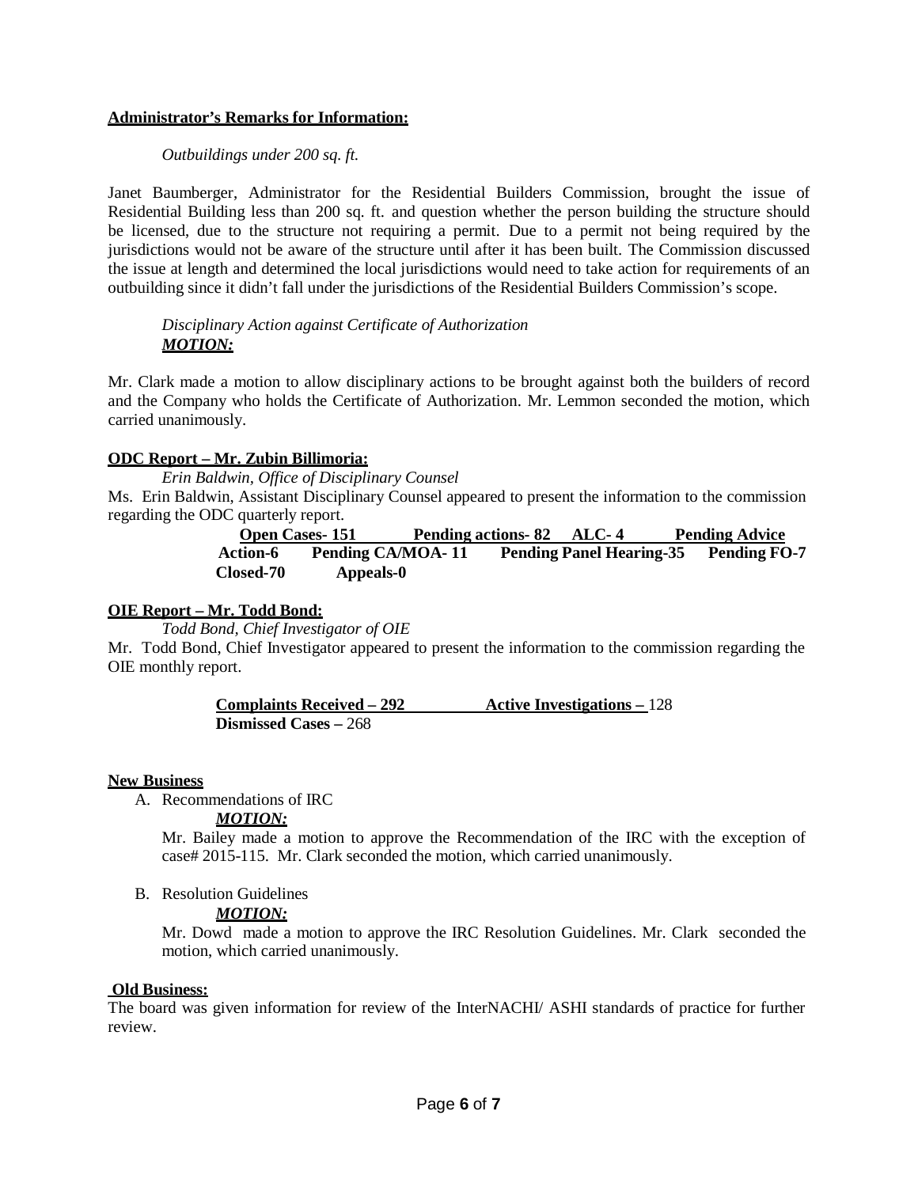**Administrator's Remarks for Information:**

*Outbuildings under 200 sq. ft.*

Janet Baumberger, Administrator for the Residential Builders Commission, brought the issue of Residential Building less than 200 sq. ft. and question whether the person building the structure should be licensed, due to the structure not requiring a permit. Due to a permit not being required by the jurisdictions would not be aware of the structure until after it has been built. The Commission discussed the issue at length and determined the local jurisdictions would need to take action for requirements of an outbuilding since it didn't fall under the jurisdictions of the Residential Builders Commission's scope.

*Disciplinary Action against Certificate of Authorization*
***MOTION:***

Mr. Clark made a motion to allow disciplinary actions to be brought against both the builders of record and the Company who holds the Certificate of Authorization. Mr. Lemmon seconded the motion, which carried unanimously.

**ODC Report – Mr. Zubin Billimoria:**

*Erin Baldwin, Office of Disciplinary Counsel*

Ms. Erin Baldwin, Assistant Disciplinary Counsel appeared to present the information to the commission regarding the ODC quarterly report.

**Open Cases- 151** **Pending actions- 82** **ALC- 4** **Pending Advice Action-6** **Pending CA/MOA- 11** **Pending Panel Hearing-35** **Pending FO-7** **Closed-70** **Appeals-0**

**OIE Report – Mr. Todd Bond:**

*Todd Bond, Chief Investigator of OIE*

Mr. Todd Bond, Chief Investigator appeared to present the information to the commission regarding the OIE monthly report.

**Complaints Received – 292** **Active Investigations –** 128
**Dismissed Cases –** 268

**New Business**

A. Recommendations of IRC
***MOTION:***
Mr. Bailey made a motion to approve the Recommendation of the IRC with the exception of case# 2015-115. Mr. Clark seconded the motion, which carried unanimously.

B. Resolution Guidelines
***MOTION:***
Mr. Dowd made a motion to approve the IRC Resolution Guidelines. Mr. Clark seconded the motion, which carried unanimously.

**Old Business:**

The board was given information for review of the InterNACHI/ ASHI standards of practice for further review.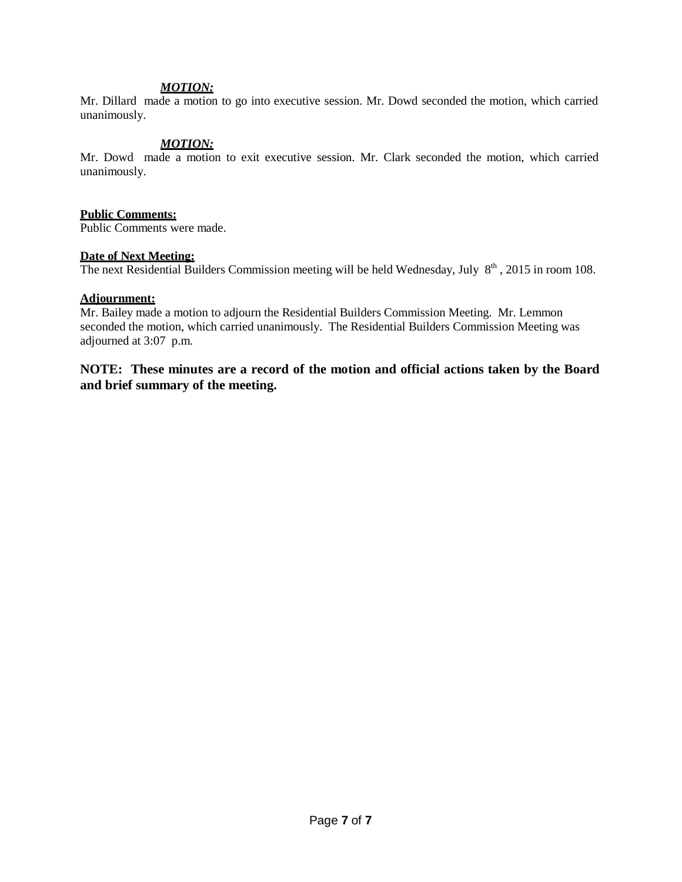***MOTION:***

Mr. Dillard made a motion to go into executive session. Mr. Dowd seconded the motion, which carried unanimously.

***MOTION:***

Mr. Dowd made a motion to exit executive session. Mr. Clark seconded the motion, which carried unanimously.

**Public Comments:**

Public Comments were made.

**Date of Next Meeting:**

The next Residential Builders Commission meeting will be held Wednesday, July $8^{th}$, 2015 in room 108.

**Adjournment:**

Mr. Bailey made a motion to adjourn the Residential Builders Commission Meeting. Mr. Lemmon seconded the motion, which carried unanimously. The Residential Builders Commission Meeting was adjourned at 3:07 p.m.

**NOTE: These minutes are a record of the motion and official actions taken by the Board and brief summary of the meeting.**